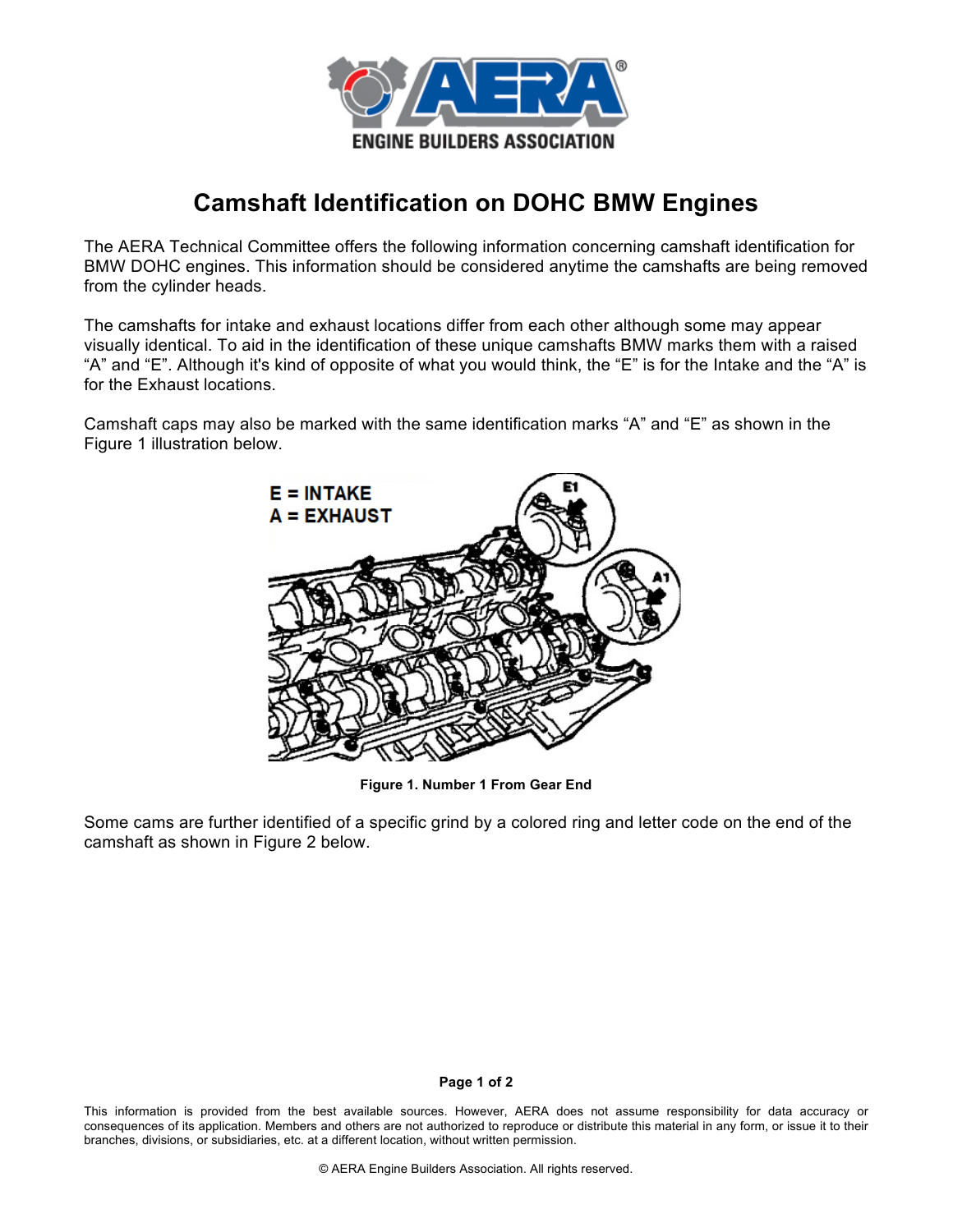# Camshaft Identification on DOHC BMW Engines

The AERA Technical Committee offers the following information concerning camshaft identification for BMW DOHC engines. This information should be considered anytime the camshafts are being removed from the cylinder heads.

The camshafts for intake and exhaust locations differ from each other although some may appear visually identical. To aid in the identification of these unique camshafts BMW marks them with a raised "A" and "E". Although it's kind of opposite of what you would think, the "E" is for the Intake and the "A" is for the Exhaust locations.

Camshaft caps may also be marked with the same identification marks "A" and "E" as shown in the Figure 1 illustration below.

**Figure 1. Number 1 From Gear End**

Some cams are further identified of a specific grind by a colored ring and letter code on the end of the camshaft as shown in Figure 2 below.

This information is provided from the best available sources. However, AERA does not assume responsibility for data accuracy or consequences of its application. Members and others are not authorized to reproduce or distribute this material in any form, or issue it to their branches, divisions, or subsidiaries, etc. at a different location, without written permission.

© AERA Engine Builders Association. All rights reserved.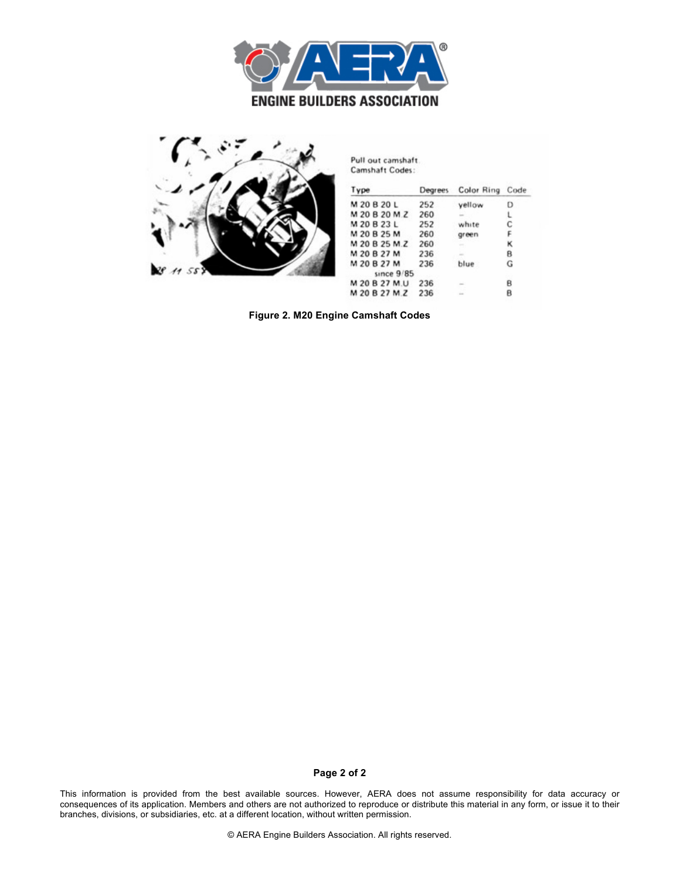Pull out camshaft.
Camshaft Codes:

| Type | Degrees | Color Ring | Code |
|---|---|---|---|
| M 20 B 20 L | 252 | yellow | D |
| M 20 B 20 M.Z | 260 | – | L |
| M 20 B 23 L | 252 | white | C |
| M 20 B 25 M | 260 | green | F |
| M 20 B 25 M.Z | 260 | – | K |
| M 20 B 27 M | 236 | – | B |
| M 20 B 27 M since 9/85 | 236 | blue | G |
| M 20 B 27 M.U | 236 | – | B |
| M 20 B 27 M.Z | 236 | – | B |

**Figure 2. M20 Engine Camshaft Codes**

This information is provided from the best available sources. However, AERA does not assume responsibility for data accuracy or consequences of its application. Members and others are not authorized to reproduce or distribute this material in any form, or issue it to their branches, divisions, or subsidiaries, etc. at a different location, without written permission.

© AERA Engine Builders Association. All rights reserved.